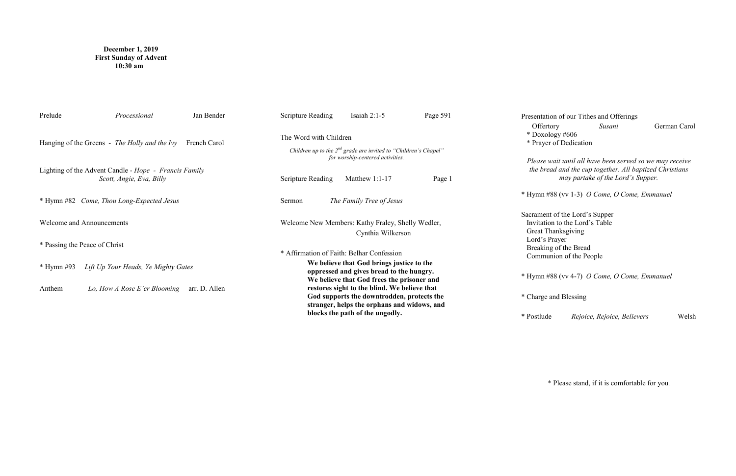**December 1, 2019**
**First Sunday of Advent**
**10:30 am**

Prelude *Processional* Jan Bender

Hanging of the Greens - *The Holly and the Ivy* French Carol

Lighting of the Advent Candle - *Hope - Francis Family*
*Scott, Angie, Eva, Billy*

\* Hymn #82 *Come, Thou Long-Expected Jesus*

Welcome and Announcements

\* Passing the Peace of Christ

\* Hymn #93 *Lift Up Your Heads, Ye Mighty Gates*

Anthem *Lo, How A Rose E'er Blooming* arr. D. Allen

Scripture Reading Isaiah 2:1-5 Page 591

The Word with Children

*Children up to the 2nd grade are invited to "Children's Chapel" for worship-centered activities.*

Scripture Reading Matthew 1:1-17 Page 1

Sermon *The Family Tree of Jesus*

Welcome New Members: Kathy Fraley, Shelly Wedler, Cynthia Wilkerson

\* Affirmation of Faith: Belhar Confession

**We believe that God brings justice to the oppressed and gives bread to the hungry. We believe that God frees the prisoner and restores sight to the blind. We believe that God supports the downtrodden, protects the stranger, helps the orphans and widows, and blocks the path of the ungodly.**

Presentation of our Tithes and Offerings
- Offertory *Susani* German Carol
- \* Doxology #606
- \* Prayer of Dedication

*Please wait until all have been served so we may receive the bread and the cup together. All baptized Christians may partake of the Lord's Supper.*

\* Hymn #88 (vv 1-3) *O Come, O Come, Emmanuel*

Sacrament of the Lord's Supper
- Invitation to the Lord's Table
- Great Thanksgiving
- Lord's Prayer
- Breaking of the Bread
- Communion of the People

\* Hymn #88 (vv 4-7) *O Come, O Come, Emmanuel*

\* Charge and Blessing

\* Postlude *Rejoice, Rejoice, Believers* Welsh

\* Please stand, if it is comfortable for you.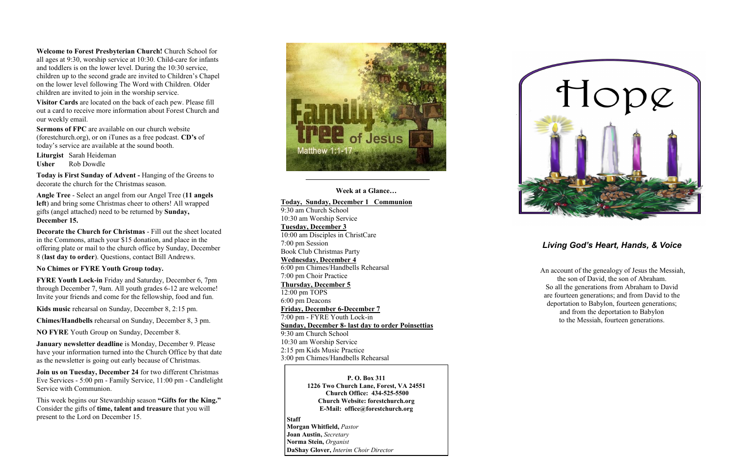**Welcome to Forest Presbyterian Church!** Church School for all ages at 9:30, worship service at 10:30. Child-care for infants and toddlers is on the lower level. During the 10:30 service, children up to the second grade are invited to Children's Chapel on the lower level following The Word with Children. Older children are invited to join in the worship service.

**Visitor Cards** are located on the back of each pew. Please fill out a card to receive more information about Forest Church and our weekly email.

**Sermons of FPC** are available on our church website (forestchurch.org), or on iTunes as a free podcast. **CD's** of today's service are available at the sound booth.

**Liturgist** Sarah Heideman
**Usher** Rob Dowdle

**Today is First Sunday of Advent -** Hanging of the Greens to decorate the church for the Christmas season.

**Angle Tree** - Select an angel from our Angel Tree (**11 angels left**) and bring some Christmas cheer to others! All wrapped gifts (angel attached) need to be returned by **Sunday, December 15.**

**Decorate the Church for Christmas** - Fill out the sheet located in the Commons, attach your $15 donation, and place in the offering plate or mail to the church office by Sunday, December 8 (**last day to order**). Questions, contact Bill Andrews.

**No Chimes or FYRE Youth Group today.**

**FYRE Youth Lock-in** Friday and Saturday, December 6, 7pm through December 7, 9am. All youth grades 6-12 are welcome! Invite your friends and come for the fellowship, food and fun.

**Kids music** rehearsal on Sunday, December 8, 2:15 pm.

**Chimes/Handbells** rehearsal on Sunday, December 8, 3 pm.

**NO FYRE** Youth Group on Sunday, December 8.

**January newsletter deadline** is Monday, December 9. Please have your information turned into the Church Office by that date as the newsletter is going out early because of Christmas.

**Join us on Tuesday, December 24** for two different Christmas Eve Services - 5:00 pm - Family Service, 11:00 pm - Candlelight Service with Communion.

This week begins our Stewardship season **"Gifts for the King."** Consider the gifts of **time, talent and treasure** that you will present to the Lord on December 15.

Family tree of Jesus
Matthew 1:1-17

**Week at a Glance…**

**Today, Sunday, December 1 Communion**
9:30 am Church School
10:30 am Worship Service

**Tuesday, December 3**
10:00 am Disciples in ChristCare
7:00 pm Session
Book Club Christmas Party

**Wednesday, December 4**
6:00 pm Chimes/Handbells Rehearsal
7:00 pm Choir Practice

**Thursday, December 5**
12:00 pm TOPS
6:00 pm Deacons

**Friday, December 6-December 7**
7:00 pm - FYRE Youth Lock-in

**Sunday, December 8- last day to order Poinsettias**
9:30 am Church School
10:30 am Worship Service
2:15 pm Kids Music Practice
3:00 pm Chimes/Handbells Rehearsal

**P. O. Box 311**
**1226 Two Church Lane, Forest, VA 24551**
**Church Office: 434-525-5500**
**Church Website: forestchurch.org**
**E-Mail: office@forestchurch.org**

**Staff**
**Morgan Whitfield,** *Pastor*
**Joan Austin,** *Secretary*
**Norma Stein,** *Organist*
**DaShay Glover,** *Interim Choir Director*

Hope

***Living God's Heart, Hands, & Voice***

An account of the genealogy of Jesus the Messiah, the son of David, the son of Abraham.
So all the generations from Abraham to David are fourteen generations; and from David to the deportation to Babylon, fourteen generations; and from the deportation to Babylon to the Messiah, fourteen generations.